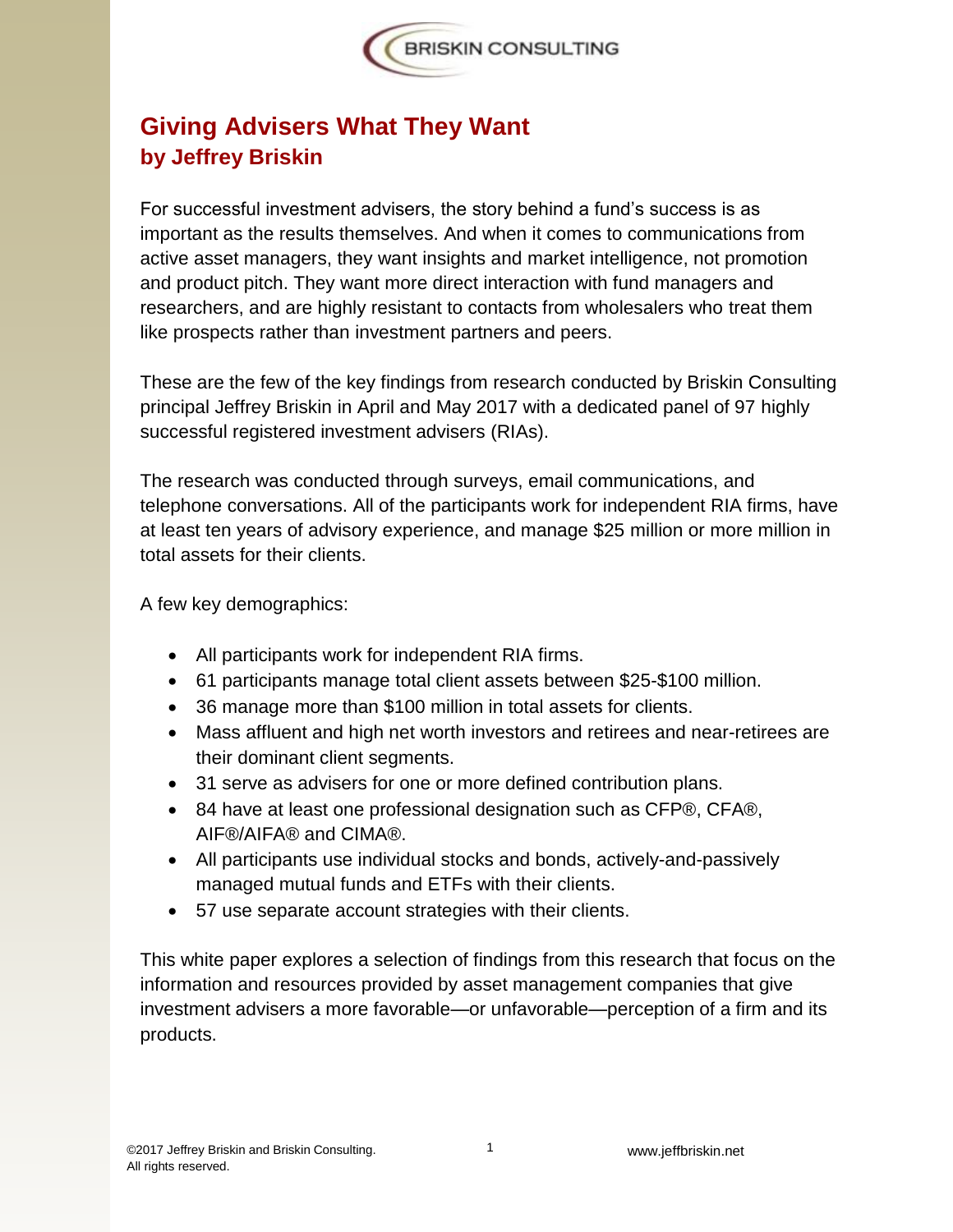BRISKIN CONSULTING

# Giving Advisers What They Want
## by Jeffrey Briskin

For successful investment advisers, the story behind a fund's success is as important as the results themselves. And when it comes to communications from active asset managers, they want insights and market intelligence, not promotion and product pitch. They want more direct interaction with fund managers and researchers, and are highly resistant to contacts from wholesalers who treat them like prospects rather than investment partners and peers.

These are the few of the key findings from research conducted by Briskin Consulting principal Jeffrey Briskin in April and May 2017 with a dedicated panel of 97 highly successful registered investment advisers (RIAs).

The research was conducted through surveys, email communications, and telephone conversations. All of the participants work for independent RIA firms, have at least ten years of advisory experience, and manage $25 million or more million in total assets for their clients.

A few key demographics:

- All participants work for independent RIA firms.
- 61 participants manage total client assets between $25-$100 million.
- 36 manage more than $100 million in total assets for clients.
- Mass affluent and high net worth investors and retirees and near-retirees are their dominant client segments.
- 31 serve as advisers for one or more defined contribution plans.
- 84 have at least one professional designation such as CFP®, CFA®, AIF®/AIFA® and CIMA®.
- All participants use individual stocks and bonds, actively-and-passively managed mutual funds and ETFs with their clients.
- 57 use separate account strategies with their clients.

This white paper explores a selection of findings from this research that focus on the information and resources provided by asset management companies that give investment advisers a more favorable—or unfavorable—perception of a firm and its products.

©2017 Jeffrey Briskin and Briskin Consulting. All rights reserved. www.jeffbriskin.net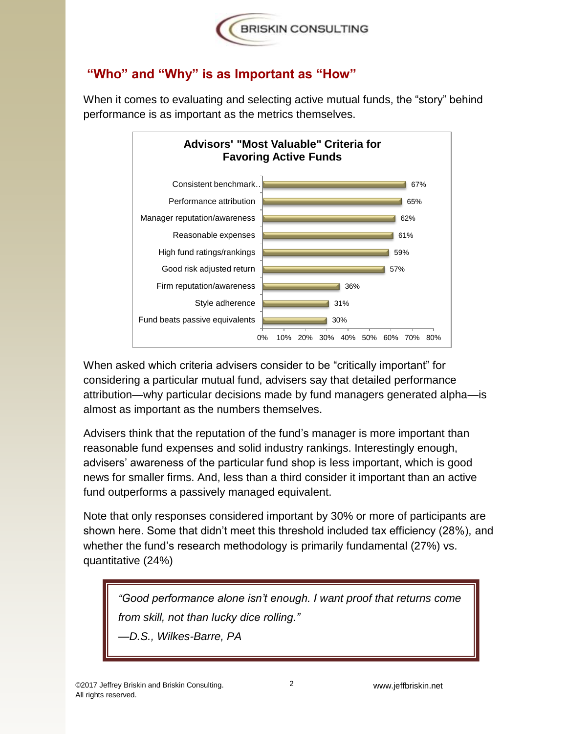## "Who" and "Why" is as Important as "How"

When it comes to evaluating and selecting active mutual funds, the "story" behind performance is as important as the metrics themselves.

**Advisors' "Most Valuable" Criteria for Favoring Active Funds**

| Criteria | Percentage |
| --- | --- |
| Consistent benchmark.. | 67% |
| Performance attribution | 65% |
| Manager reputation/awareness | 62% |
| Reasonable expenses | 61% |
| High fund ratings/rankings | 59% |
| Good risk adjusted return | 57% |
| Firm reputation/awareness | 36% |
| Style adherence | 31% |
| Fund beats passive equivalents | 30% |

When asked which criteria advisers consider to be "critically important" for considering a particular mutual fund, advisers say that detailed performance attribution—why particular decisions made by fund managers generated alpha—is almost as important as the numbers themselves.

Advisers think that the reputation of the fund's manager is more important than reasonable fund expenses and solid industry rankings. Interestingly enough, advisers' awareness of the particular fund shop is less important, which is good news for smaller firms. And, less than a third consider it important than an active fund outperforms a passively managed equivalent.

Note that only responses considered important by 30% or more of participants are shown here. Some that didn't meet this threshold included tax efficiency (28%), and whether the fund's research methodology is primarily fundamental (27%) vs. quantitative (24%)

> *"Good performance alone isn't enough. I want proof that returns come from skill, not than lucky dice rolling."*
>
> *—D.S., Wilkes-Barre, PA*

©2017 Jeffrey Briskin and Briskin Consulting. All rights reserved.

www.jeffbriskin.net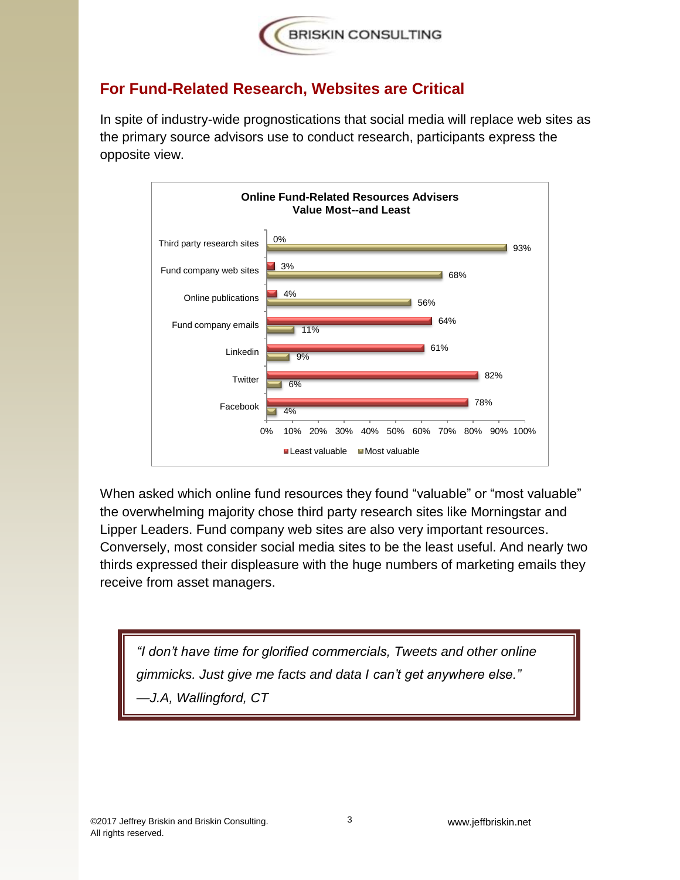## For Fund-Related Research, Websites are Critical

In spite of industry-wide prognostications that social media will replace web sites as the primary source advisors use to conduct research, participants express the opposite view.

**Online Fund-Related Resources Advisers Value Most--and Least**

| Resource | Least valuable | Most valuable |
|---|---|---|
| Third party research sites | 0% | 93% |
| Fund company web sites | 3% | 68% |
| Online publications | 4% | 56% |
| Fund company emails | 64% | 11% |
| Linkedin | 61% | 9% |
| Twitter | 82% | 6% |
| Facebook | 78% | 4% |

When asked which online fund resources they found "valuable" or "most valuable" the overwhelming majority chose third party research sites like Morningstar and Lipper Leaders. Fund company web sites are also very important resources. Conversely, most consider social media sites to be the least useful. And nearly two thirds expressed their displeasure with the huge numbers of marketing emails they receive from asset managers.

> *"I don't have time for glorified commercials, Tweets and other online gimmicks. Just give me facts and data I can't get anywhere else."*
> *—J.A, Wallingford, CT*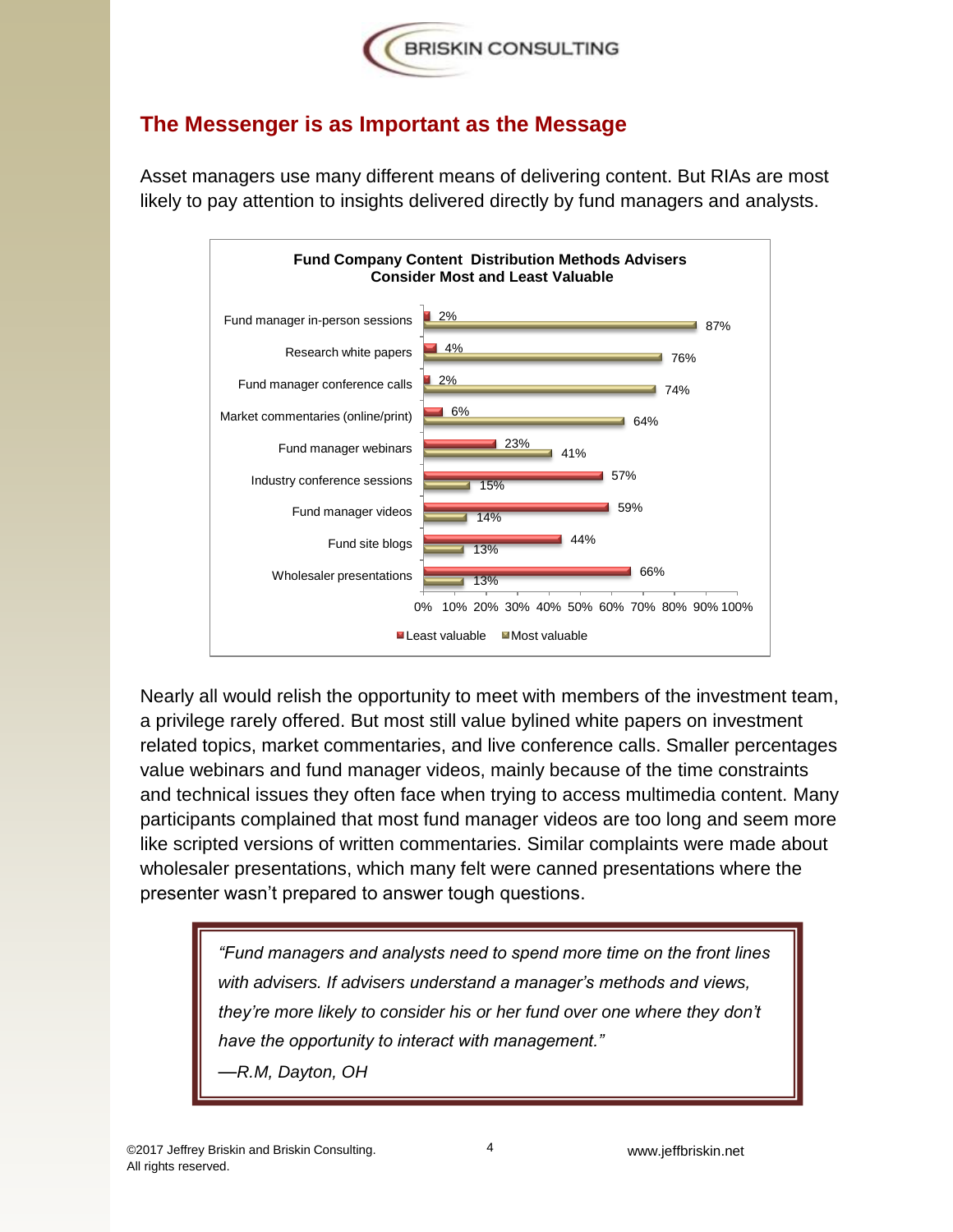## The Messenger is as Important as the Message

Asset managers use many different means of delivering content. But RIAs are most likely to pay attention to insights delivered directly by fund managers and analysts.

**Fund Company Content Distribution Methods Advisers Consider Most and Least Valuable**

| | Least valuable | Most valuable |
|---|---|---|
| Fund manager in-person sessions | 2% | 87% |
| Research white papers | 4% | 76% |
| Fund manager conference calls | 2% | 74% |
| Market commentaries (online/print) | 6% | 64% |
| Fund manager webinars | 23% | 41% |
| Industry conference sessions | 57% | 15% |
| Fund manager videos | 59% | 14% |
| Fund site blogs | 44% | 13% |
| Wholesaler presentations | 66% | 13% |

Nearly all would relish the opportunity to meet with members of the investment team, a privilege rarely offered. But most still value bylined white papers on investment related topics, market commentaries, and live conference calls. Smaller percentages value webinars and fund manager videos, mainly because of the time constraints and technical issues they often face when trying to access multimedia content. Many participants complained that most fund manager videos are too long and seem more like scripted versions of written commentaries. Similar complaints were made about wholesaler presentations, which many felt were canned presentations where the presenter wasn't prepared to answer tough questions.

> *"Fund managers and analysts need to spend more time on the front lines with advisers. If advisers understand a manager's methods and views, they're more likely to consider his or her fund over one where they don't have the opportunity to interact with management."*
>
> *—R.M, Dayton, OH*

©2017 Jeffrey Briskin and Briskin Consulting. All rights reserved.

www.jeffbriskin.net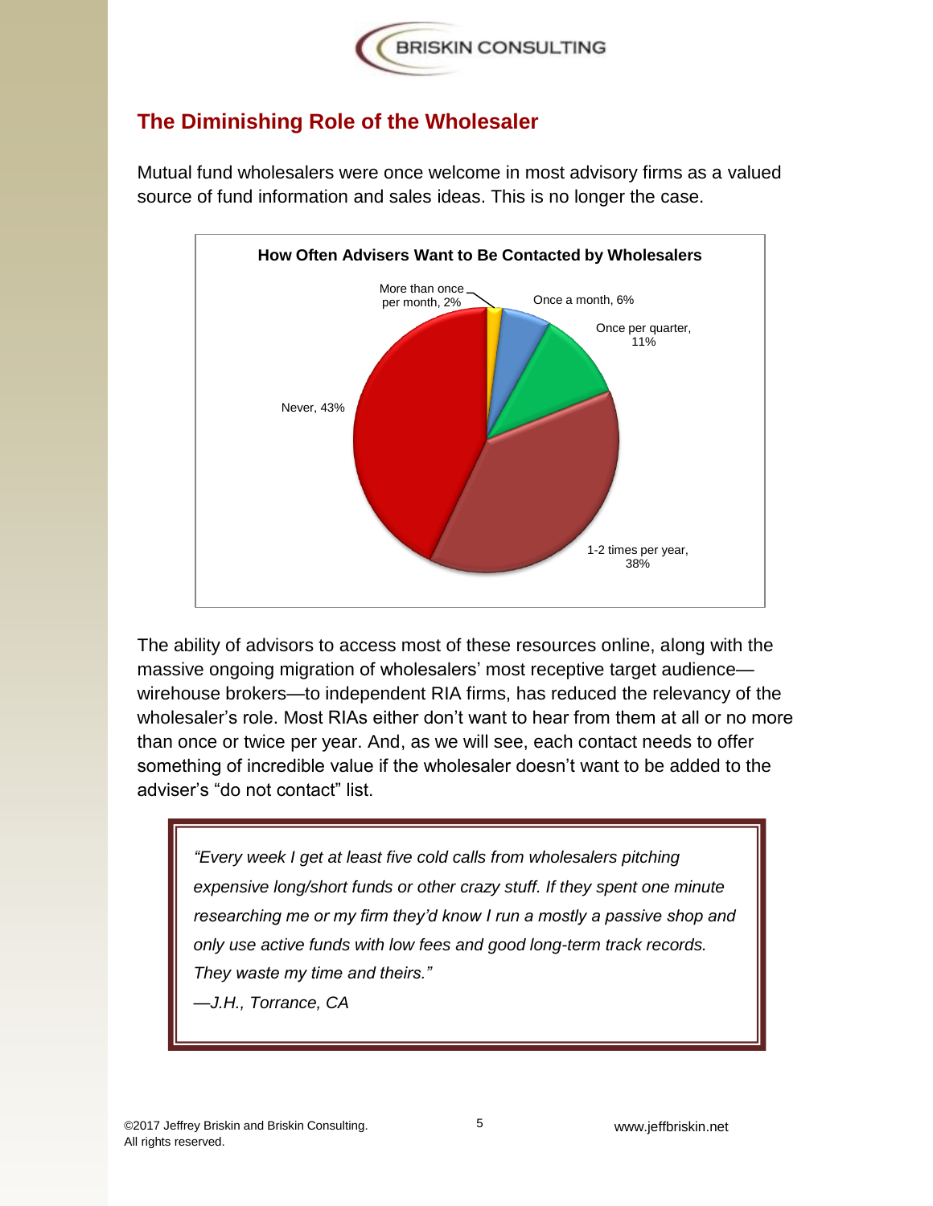## The Diminishing Role of the Wholesaler

Mutual fund wholesalers were once welcome in most advisory firms as a valued source of fund information and sales ideas. This is no longer the case.

**How Often Advisers Want to Be Contacted by Wholesalers**

| Frequency | Percent |
|---|---|
| More than once per month | 2% |
| Once a month | 6% |
| Once per quarter | 11% |
| 1-2 times per year | 38% |
| Never | 43% |

The ability of advisors to access most of these resources online, along with the massive ongoing migration of wholesalers' most receptive target audience—wirehouse brokers—to independent RIA firms, has reduced the relevancy of the wholesaler's role. Most RIAs either don't want to hear from them at all or no more than once or twice per year. And, as we will see, each contact needs to offer something of incredible value if the wholesaler doesn't want to be added to the adviser's "do not contact" list.

> *"Every week I get at least five cold calls from wholesalers pitching expensive long/short funds or other crazy stuff. If they spent one minute researching me or my firm they'd know I run a mostly a passive shop and only use active funds with low fees and good long-term track records. They waste my time and theirs."*
>
> *—J.H., Torrance, CA*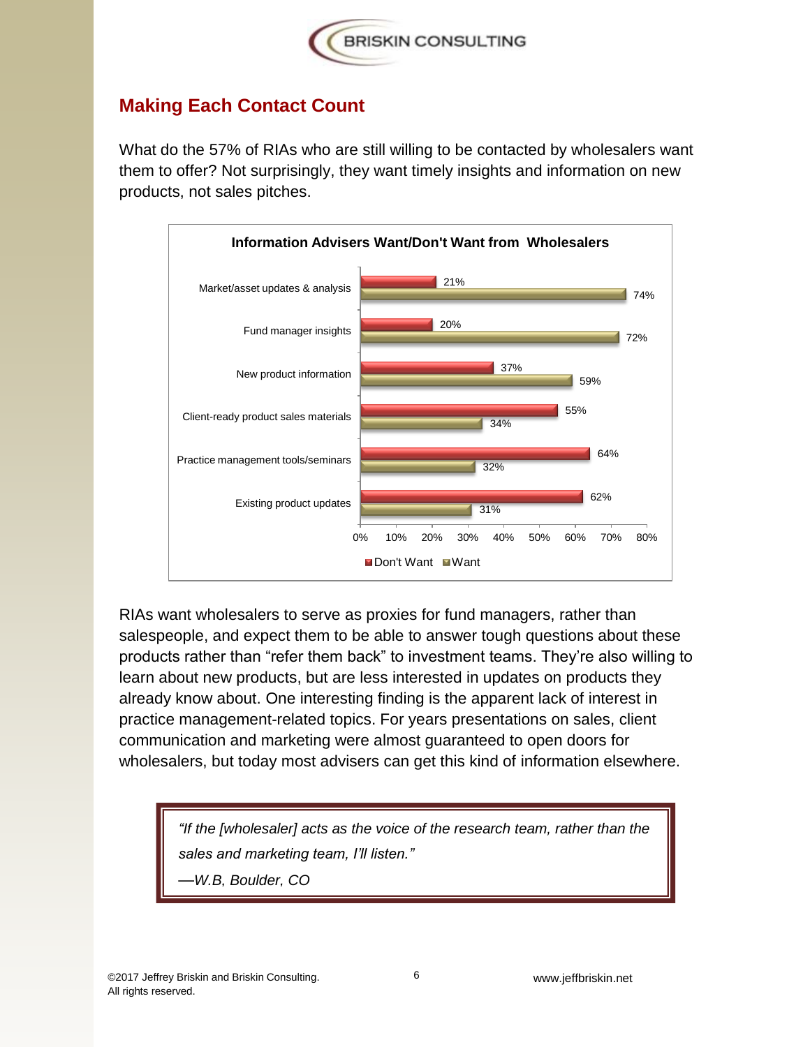## Making Each Contact Count

What do the 57% of RIAs who are still willing to be contacted by wholesalers want them to offer? Not surprisingly, they want timely insights and information on new products, not sales pitches.

**Information Advisers Want/Don't Want from Wholesalers**

| | Don't Want | Want |
|---|---|---|
| Market/asset updates & analysis | 21% | 74% |
| Fund manager insights | 20% | 72% |
| New product information | 37% | 59% |
| Client-ready product sales materials | 55% | 34% |
| Practice management tools/seminars | 64% | 32% |
| Existing product updates | 62% | 31% |

RIAs want wholesalers to serve as proxies for fund managers, rather than salespeople, and expect them to be able to answer tough questions about these products rather than "refer them back" to investment teams. They're also willing to learn about new products, but are less interested in updates on products they already know about. One interesting finding is the apparent lack of interest in practice management-related topics. For years presentations on sales, client communication and marketing were almost guaranteed to open doors for wholesalers, but today most advisers can get this kind of information elsewhere.

> *"If the [wholesaler] acts as the voice of the research team, rather than the sales and marketing team, I'll listen."*
>
> *—W.B, Boulder, CO*

©2017 Jeffrey Briskin and Briskin Consulting.
All rights reserved.

www.jeffbriskin.net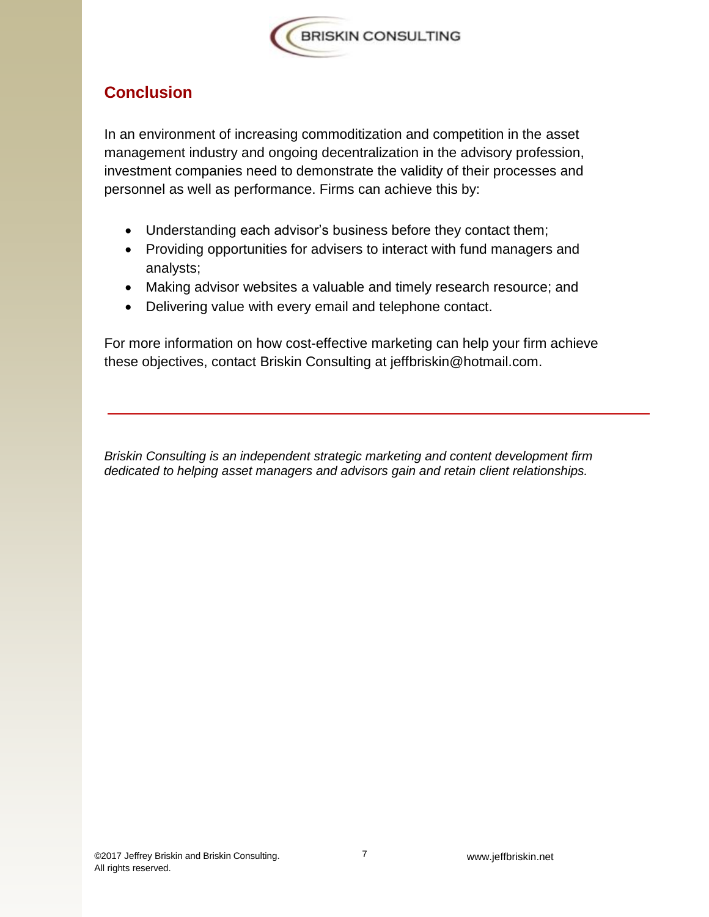## Conclusion

In an environment of increasing commoditization and competition in the asset management industry and ongoing decentralization in the advisory profession, investment companies need to demonstrate the validity of their processes and personnel as well as performance. Firms can achieve this by:

- Understanding each advisor's business before they contact them;
- Providing opportunities for advisers to interact with fund managers and analysts;
- Making advisor websites a valuable and timely research resource; and
- Delivering value with every email and telephone contact.

For more information on how cost-effective marketing can help your firm achieve these objectives, contact Briskin Consulting at jeffbriskin@hotmail.com.

---

*Briskin Consulting is an independent strategic marketing and content development firm dedicated to helping asset managers and advisors gain and retain client relationships.*